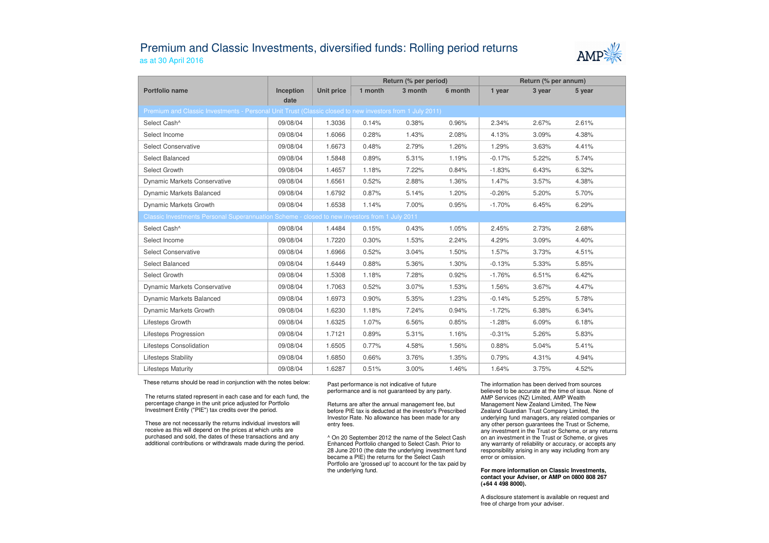# Premium and Classic Investments, diversified funds: Rolling period returns

as at 30 April 2016

| Portfolio name | Inception date | Unit price | Return (% per period) | | | Return (% per annum) | | |
|---|---|---|---|---|---|---|---|---|
| | | | 1 month | 3 month | 6 month | 1 year | 3 year | 5 year |
| **Premium and Classic Investments - Personal Unit Trust (Classic closed to new investors from 1 July 2011)** | | | | | | | | |
| Select Cash^ | 09/08/04 | 1.3036 | 0.14% | 0.38% | 0.96% | 2.34% | 2.67% | 2.61% |
| Select Income | 09/08/04 | 1.6066 | 0.28% | 1.43% | 2.08% | 4.13% | 3.09% | 4.38% |
| Select Conservative | 09/08/04 | 1.6673 | 0.48% | 2.79% | 1.26% | 1.29% | 3.63% | 4.41% |
| Select Balanced | 09/08/04 | 1.5848 | 0.89% | 5.31% | 1.19% | -0.17% | 5.22% | 5.74% |
| Select Growth | 09/08/04 | 1.4657 | 1.18% | 7.22% | 0.84% | -1.83% | 6.43% | 6.32% |
| Dynamic Markets Conservative | 09/08/04 | 1.6561 | 0.52% | 2.88% | 1.36% | 1.47% | 3.57% | 4.38% |
| Dynamic Markets Balanced | 09/08/04 | 1.6792 | 0.87% | 5.14% | 1.20% | -0.26% | 5.20% | 5.70% |
| Dynamic Markets Growth | 09/08/04 | 1.6538 | 1.14% | 7.00% | 0.95% | -1.70% | 6.45% | 6.29% |
| **Classic Investments Personal Superannuation Scheme - closed to new investors from 1 July 2011** | | | | | | | | |
| Select Cash^ | 09/08/04 | 1.4484 | 0.15% | 0.43% | 1.05% | 2.45% | 2.73% | 2.68% |
| Select Income | 09/08/04 | 1.7220 | 0.30% | 1.53% | 2.24% | 4.29% | 3.09% | 4.40% |
| Select Conservative | 09/08/04 | 1.6966 | 0.52% | 3.04% | 1.50% | 1.57% | 3.73% | 4.51% |
| Select Balanced | 09/08/04 | 1.6449 | 0.88% | 5.36% | 1.30% | -0.13% | 5.33% | 5.85% |
| Select Growth | 09/08/04 | 1.5308 | 1.18% | 7.28% | 0.92% | -1.76% | 6.51% | 6.42% |
| Dynamic Markets Conservative | 09/08/04 | 1.7063 | 0.52% | 3.07% | 1.53% | 1.56% | 3.67% | 4.47% |
| Dynamic Markets Balanced | 09/08/04 | 1.6973 | 0.90% | 5.35% | 1.23% | -0.14% | 5.25% | 5.78% |
| Dynamic Markets Growth | 09/08/04 | 1.6230 | 1.18% | 7.24% | 0.94% | -1.72% | 6.38% | 6.34% |
| Lifesteps Growth | 09/08/04 | 1.6325 | 1.07% | 6.56% | 0.85% | -1.28% | 6.09% | 6.18% |
| Lifesteps Progression | 09/08/04 | 1.7121 | 0.89% | 5.31% | 1.16% | -0.31% | 5.26% | 5.83% |
| Lifesteps Consolidation | 09/08/04 | 1.6505 | 0.77% | 4.58% | 1.56% | 0.88% | 5.04% | 5.41% |
| Lifesteps Stability | 09/08/04 | 1.6850 | 0.66% | 3.76% | 1.35% | 0.79% | 4.31% | 4.94% |
| Lifesteps Maturity | 09/08/04 | 1.6287 | 0.51% | 3.00% | 1.46% | 1.64% | 3.75% | 4.52% |

These returns should be read in conjunction with the notes below:

The returns stated represent in each case and for each fund, the percentage change in the unit price adjusted for Portfolio Investment Entity ("PIE") tax credits over the period.

These are not necessarily the returns individual investors will receive as this will depend on the prices at which units are purchased and sold, the dates of these transactions and any additional contributions or withdrawals made during the period.

Past performance is not indicative of future performance and is not guaranteed by any party.

Returns are after the annual management fee, but before PIE tax is deducted at the investor's Prescribed Investor Rate. No allowance has been made for any entry fees.

^ On 20 September 2012 the name of the Select Cash Enhanced Portfolio changed to Select Cash. Prior to 28 June 2010 (the date the underlying investment fund became a PIE) the returns for the Select Cash Portfolio are 'grossed up' to account for the tax paid by the underlying fund.

The information has been derived from sources believed to be accurate at the time of issue. None of AMP Services (NZ) Limited, AMP Wealth Management New Zealand Limited, The New Zealand Guardian Trust Company Limited, the underlying fund managers, any related companies or any other person guarantees the Trust or Scheme, any investment in the Trust or Scheme, or any returns on an investment in the Trust or Scheme, or gives any warranty of reliability or accuracy, or accepts any responsibility arising in any way including from any error or omission.

**For more information on Classic Investments, contact your Adviser, or AMP on 0800 808 267 (+64 4 498 8000).**

A disclosure statement is available on request and free of charge from your adviser.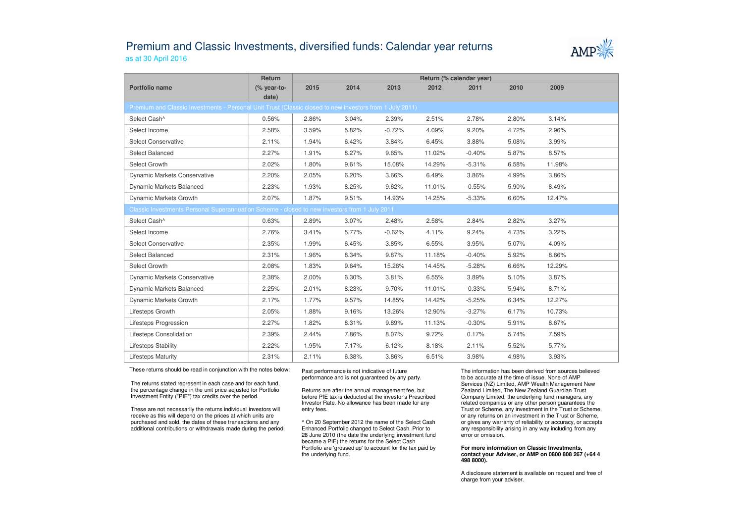# Premium and Classic Investments, diversified funds: Calendar year returns

as at 30 April 2016

AMP

| Portfolio name | Return (% year-to-date) | Return (% calendar year) | | | | | | |
|---|---|---|---|---|---|---|---|---|
| | | 2015 | 2014 | 2013 | 2012 | 2011 | 2010 | 2009 |
| **Premium and Classic Investments - Personal Unit Trust (Classic closed to new investors from 1 July 2011)** | | | | | | | | |
| Select Cash^ | 0.56% | 2.86% | 3.04% | 2.39% | 2.51% | 2.78% | 2.80% | 3.14% |
| Select Income | 2.58% | 3.59% | 5.82% | -0.72% | 4.09% | 9.20% | 4.72% | 2.96% |
| Select Conservative | 2.11% | 1.94% | 6.42% | 3.84% | 6.45% | 3.88% | 5.08% | 3.99% |
| Select Balanced | 2.27% | 1.91% | 8.27% | 9.65% | 11.02% | -0.40% | 5.87% | 8.57% |
| Select Growth | 2.02% | 1.80% | 9.61% | 15.08% | 14.29% | -5.31% | 6.58% | 11.98% |
| Dynamic Markets Conservative | 2.20% | 2.05% | 6.20% | 3.66% | 6.49% | 3.86% | 4.99% | 3.86% |
| Dynamic Markets Balanced | 2.23% | 1.93% | 8.25% | 9.62% | 11.01% | -0.55% | 5.90% | 8.49% |
| Dynamic Markets Growth | 2.07% | 1.87% | 9.51% | 14.93% | 14.25% | -5.33% | 6.60% | 12.47% |
| **Classic Investments Personal Superannuation Scheme - closed to new investors from 1 July 2011** | | | | | | | | |
| Select Cash^ | 0.63% | 2.89% | 3.07% | 2.48% | 2.58% | 2.84% | 2.82% | 3.27% |
| Select Income | 2.76% | 3.41% | 5.77% | -0.62% | 4.11% | 9.24% | 4.73% | 3.22% |
| Select Conservative | 2.35% | 1.99% | 6.45% | 3.85% | 6.55% | 3.95% | 5.07% | 4.09% |
| Select Balanced | 2.31% | 1.96% | 8.34% | 9.87% | 11.18% | -0.40% | 5.92% | 8.66% |
| Select Growth | 2.08% | 1.83% | 9.64% | 15.26% | 14.45% | -5.28% | 6.66% | 12.29% |
| Dynamic Markets Conservative | 2.38% | 2.00% | 6.30% | 3.81% | 6.55% | 3.89% | 5.10% | 3.87% |
| Dynamic Markets Balanced | 2.25% | 2.01% | 8.23% | 9.70% | 11.01% | -0.33% | 5.94% | 8.71% |
| Dynamic Markets Growth | 2.17% | 1.77% | 9.57% | 14.85% | 14.42% | -5.25% | 6.34% | 12.27% |
| Lifesteps Growth | 2.05% | 1.88% | 9.16% | 13.26% | 12.90% | -3.27% | 6.17% | 10.73% |
| Lifesteps Progression | 2.27% | 1.82% | 8.31% | 9.89% | 11.13% | -0.30% | 5.91% | 8.67% |
| Lifesteps Consolidation | 2.39% | 2.44% | 7.86% | 8.07% | 9.72% | 0.17% | 5.74% | 7.59% |
| Lifesteps Stability | 2.22% | 1.95% | 7.17% | 6.12% | 8.18% | 2.11% | 5.52% | 5.77% |
| Lifesteps Maturity | 2.31% | 2.11% | 6.38% | 3.86% | 6.51% | 3.98% | 4.98% | 3.93% |

These returns should be read in conjunction with the notes below:

The returns stated represent in each case and for each fund, the percentage change in the unit price adjusted for Portfolio Investment Entity ("PIE") tax credits over the period.

These are not necessarily the returns individual investors will receive as this will depend on the prices at which units are purchased and sold, the dates of these transactions and any additional contributions or withdrawals made during the period.

Past performance is not indicative of future performance and is not guaranteed by any party.

Returns are after the annual management fee, but before PIE tax is deducted at the investor's Prescribed Investor Rate. No allowance has been made for any entry fees.

^ On 20 September 2012 the name of the Select Cash Enhanced Portfolio changed to Select Cash. Prior to 28 June 2010 (the date the underlying investment fund became a PIE) the returns for the Select Cash Portfolio are 'grossed up' to account for the tax paid by the underlying fund.

The information has been derived from sources believed to be accurate at the time of issue. None of AMP Services (NZ) Limited, AMP Wealth Management New Zealand Limited, The New Zealand Guardian Trust Company Limited, the underlying fund managers, any related companies or any other person guarantees the Trust or Scheme, any investment in the Trust or Scheme, or any returns on an investment in the Trust or Scheme, or gives any warranty of reliability or accuracy, or accepts any responsibility arising in any way including from any error or omission.

**For more information on Classic Investments, contact your Adviser, or AMP on 0800 808 267 (+64 4 498 8000).**

A disclosure statement is available on request and free of charge from your adviser.